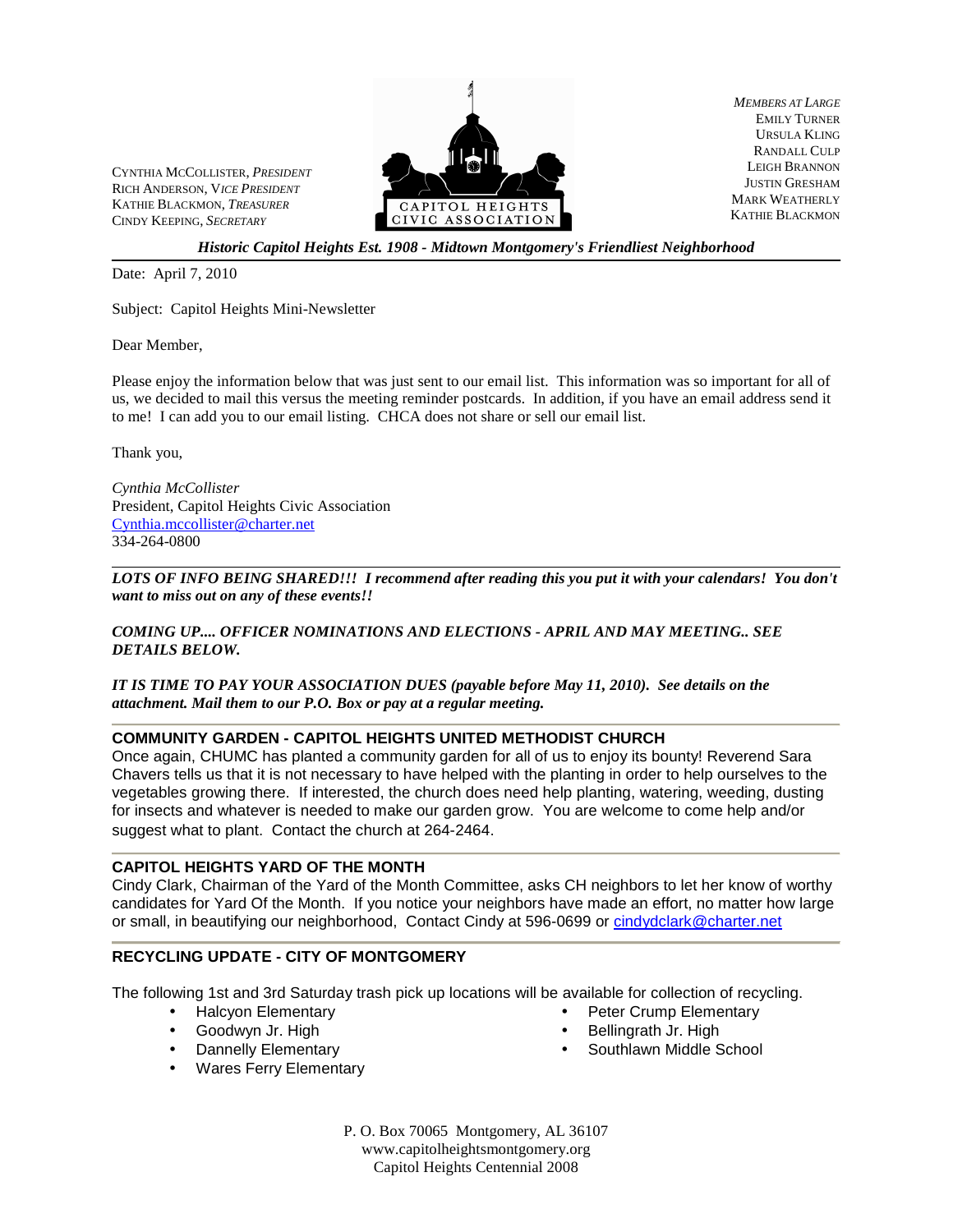CYNTHIA MCCOLLISTER, *PRESIDENT*
RICH ANDERSON, *VICE PRESIDENT*
KATHIE BLACKMON, *TREASURER*
CINDY KEEPING, *SECRETARY*

CAPITOL HEIGHTS CIVIC ASSOCIATION

*MEMBERS AT LARGE*
EMILY TURNER
URSULA KLING
RANDALL CULP
LEIGH BRANNON
JUSTIN GRESHAM
MARK WEATHERLY
KATHIE BLACKMON

***Historic Capitol Heights Est. 1908 - Midtown Montgomery's Friendliest Neighborhood***

Date: April 7, 2010

Subject: Capitol Heights Mini-Newsletter

Dear Member,

Please enjoy the information below that was just sent to our email list. This information was so important for all of us, we decided to mail this versus the meeting reminder postcards. In addition, if you have an email address send it to me! I can add you to our email listing. CHCA does not share or sell our email list.

Thank you,

*Cynthia McCollister*
President, Capitol Heights Civic Association
Cynthia.mccollister@charter.net
334-264-0800

---

***LOTS OF INFO BEING SHARED!!! I recommend after reading this you put it with your calendars! You don't want to miss out on any of these events!!***

***COMING UP.... OFFICER NOMINATIONS AND ELECTIONS - APRIL AND MAY MEETING.. SEE DETAILS BELOW.***

***IT IS TIME TO PAY YOUR ASSOCIATION DUES (payable before May 11, 2010). See details on the attachment. Mail them to our P.O. Box or pay at a regular meeting.***

## COMMUNITY GARDEN - CAPITOL HEIGHTS UNITED METHODIST CHURCH

Once again, CHUMC has planted a community garden for all of us to enjoy its bounty! Reverend Sara Chavers tells us that it is not necessary to have helped with the planting in order to help ourselves to the vegetables growing there. If interested, the church does need help planting, watering, weeding, dusting for insects and whatever is needed to make our garden grow. You are welcome to come help and/or suggest what to plant. Contact the church at 264-2464.

## CAPITOL HEIGHTS YARD OF THE MONTH

Cindy Clark, Chairman of the Yard of the Month Committee, asks CH neighbors to let her know of worthy candidates for Yard Of the Month. If you notice your neighbors have made an effort, no matter how large or small, in beautifying our neighborhood, Contact Cindy at 596-0699 or cindydclark@charter.net

## RECYCLING UPDATE - CITY OF MONTGOMERY

The following 1st and 3rd Saturday trash pick up locations will be available for collection of recycling.

- Halcyon Elementary
- Goodwyn Jr. High
- Dannelly Elementary
- Wares Ferry Elementary
- Peter Crump Elementary
- Bellingrath Jr. High
- Southlawn Middle School

P. O. Box 70065 Montgomery, AL 36107
www.capitolheightsmontgomery.org
Capitol Heights Centennial 2008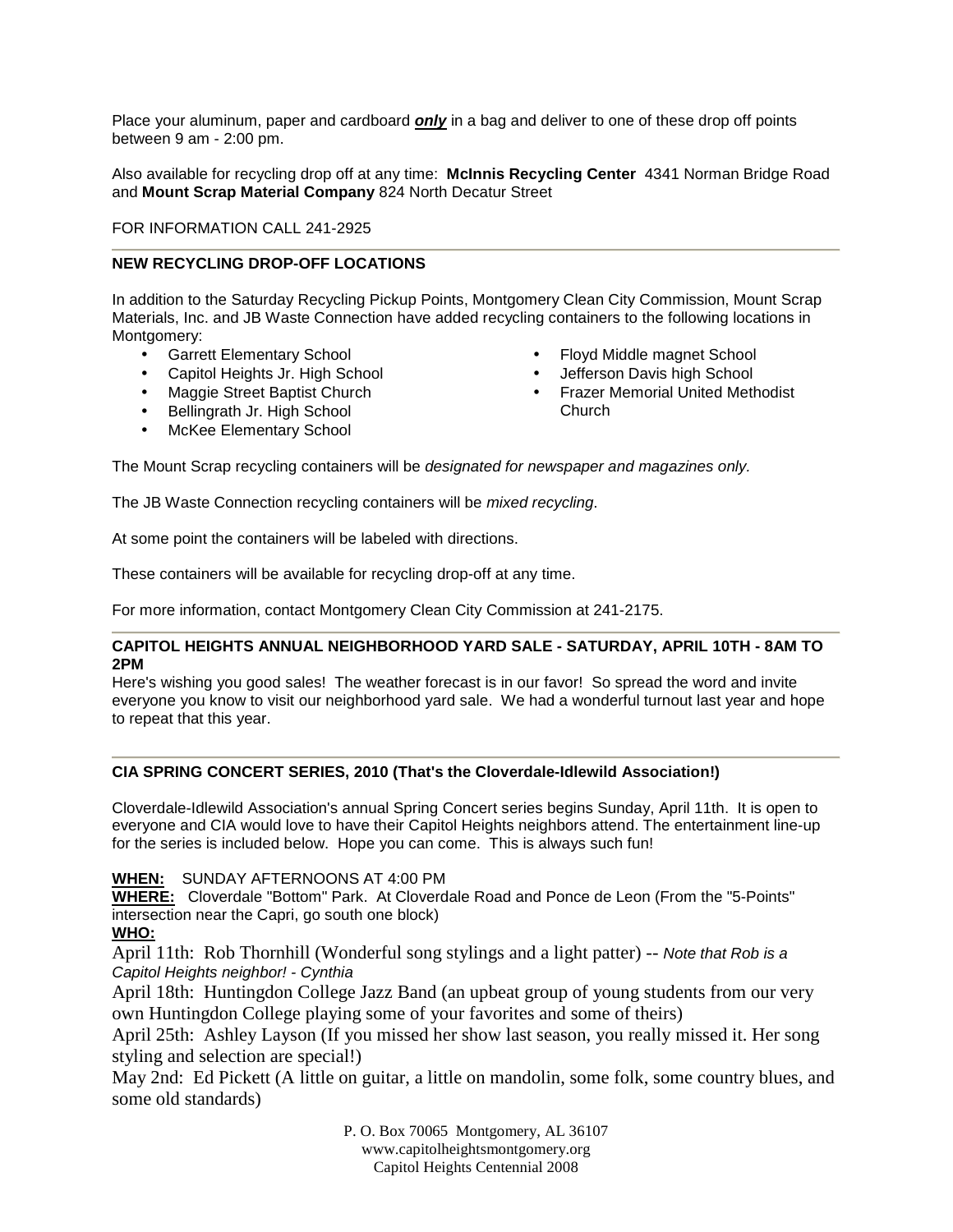Place your aluminum, paper and cardboard ***only*** in a bag and deliver to one of these drop off points between 9 am - 2:00 pm.

Also available for recycling drop off at any time: **McInnis Recycling Center** 4341 Norman Bridge Road and **Mount Scrap Material Company** 824 North Decatur Street

FOR INFORMATION CALL 241-2925

---

**NEW RECYCLING DROP-OFF LOCATIONS**

In addition to the Saturday Recycling Pickup Points, Montgomery Clean City Commission, Mount Scrap Materials, Inc. and JB Waste Connection have added recycling containers to the following locations in Montgomery:

- Garrett Elementary School
- Capitol Heights Jr. High School
- Maggie Street Baptist Church
- Bellingrath Jr. High School
- McKee Elementary School
- Floyd Middle magnet School
- Jefferson Davis high School
- Frazer Memorial United Methodist Church

The Mount Scrap recycling containers will be *designated for newspaper and magazines only.*

The JB Waste Connection recycling containers will be *mixed recycling*.

At some point the containers will be labeled with directions.

These containers will be available for recycling drop-off at any time.

For more information, contact Montgomery Clean City Commission at 241-2175.

---

**CAPITOL HEIGHTS ANNUAL NEIGHBORHOOD YARD SALE - SATURDAY, APRIL 10TH - 8AM TO 2PM**

Here's wishing you good sales! The weather forecast is in our favor! So spread the word and invite everyone you know to visit our neighborhood yard sale. We had a wonderful turnout last year and hope to repeat that this year.

---

**CIA SPRING CONCERT SERIES, 2010 (That's the Cloverdale-Idlewild Association!)**

Cloverdale-Idlewild Association's annual Spring Concert series begins Sunday, April 11th. It is open to everyone and CIA would love to have their Capitol Heights neighbors attend. The entertainment line-up for the series is included below. Hope you can come. This is always such fun!

**WHEN:** SUNDAY AFTERNOONS AT 4:00 PM
**WHERE:** Cloverdale "Bottom" Park. At Cloverdale Road and Ponce de Leon (From the "5-Points" intersection near the Capri, go south one block)
**WHO:**

April 11th: Rob Thornhill (Wonderful song stylings and a light patter) -- *Note that Rob is a Capitol Heights neighbor! - Cynthia*

April 18th: Huntingdon College Jazz Band (an upbeat group of young students from our very own Huntingdon College playing some of your favorites and some of theirs)

April 25th: Ashley Layson (If you missed her show last season, you really missed it. Her song styling and selection are special!)

May 2nd: Ed Pickett (A little on guitar, a little on mandolin, some folk, some country blues, and some old standards)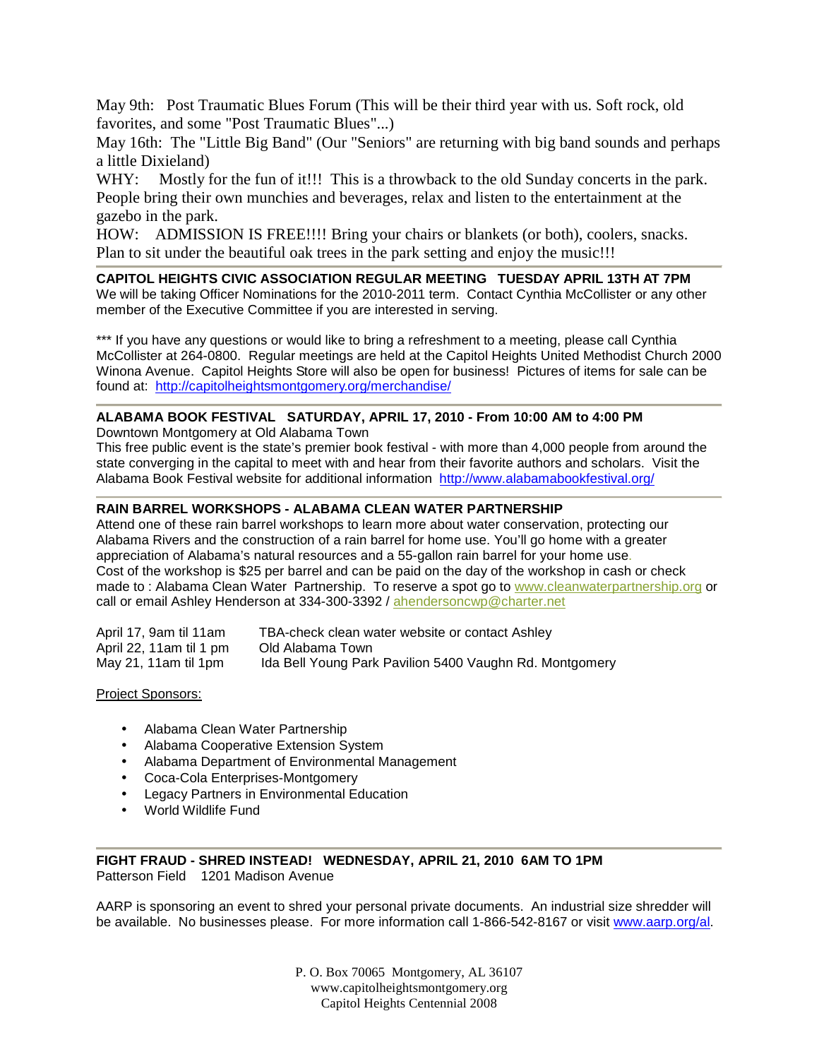May 9th: Post Traumatic Blues Forum (This will be their third year with us. Soft rock, old favorites, and some "Post Traumatic Blues"...)

May 16th: The "Little Big Band" (Our "Seniors" are returning with big band sounds and perhaps a little Dixieland)

WHY: Mostly for the fun of it!!! This is a throwback to the old Sunday concerts in the park. People bring their own munchies and beverages, relax and listen to the entertainment at the gazebo in the park.

HOW: ADMISSION IS FREE!!!! Bring your chairs or blankets (or both), coolers, snacks. Plan to sit under the beautiful oak trees in the park setting and enjoy the music!!!

---

**CAPITOL HEIGHTS CIVIC ASSOCIATION REGULAR MEETING TUESDAY APRIL 13TH AT 7PM**

We will be taking Officer Nominations for the 2010-2011 term. Contact Cynthia McCollister or any other member of the Executive Committee if you are interested in serving.

*** If you have any questions or would like to bring a refreshment to a meeting, please call Cynthia McCollister at 264-0800. Regular meetings are held at the Capitol Heights United Methodist Church 2000 Winona Avenue. Capitol Heights Store will also be open for business! Pictures of items for sale can be found at: http://capitolheightsmontgomery.org/merchandise/

---

**ALABAMA BOOK FESTIVAL SATURDAY, APRIL 17, 2010 - From 10:00 AM to 4:00 PM**

Downtown Montgomery at Old Alabama Town

This free public event is the state's premier book festival - with more than 4,000 people from around the state converging in the capital to meet with and hear from their favorite authors and scholars. Visit the Alabama Book Festival website for additional information http://www.alabamabookfestival.org/

---

**RAIN BARREL WORKSHOPS - ALABAMA CLEAN WATER PARTNERSHIP**

Attend one of these rain barrel workshops to learn more about water conservation, protecting our Alabama Rivers and the construction of a rain barrel for home use. You'll go home with a greater appreciation of Alabama's natural resources and a 55-gallon rain barrel for your home use.

Cost of the workshop is $25 per barrel and can be paid on the day of the workshop in cash or check made to : Alabama Clean Water Partnership. To reserve a spot go to www.cleanwaterpartnership.org or call or email Ashley Henderson at 334-300-3392 / ahendersoncwp@charter.net

| | |
|---|---|
| April 17, 9am til 11am | TBA-check clean water website or contact Ashley |
| April 22, 11am til 1 pm | Old Alabama Town |
| May 21, 11am til 1pm | Ida Bell Young Park Pavilion 5400 Vaughn Rd. Montgomery |

Project Sponsors:

- Alabama Clean Water Partnership
- Alabama Cooperative Extension System
- Alabama Department of Environmental Management
- Coca-Cola Enterprises-Montgomery
- Legacy Partners in Environmental Education
- World Wildlife Fund

---

**FIGHT FRAUD - SHRED INSTEAD! WEDNESDAY, APRIL 21, 2010 6AM TO 1PM**

Patterson Field 1201 Madison Avenue

AARP is sponsoring an event to shred your personal private documents. An industrial size shredder will be available. No businesses please. For more information call 1-866-542-8167 or visit www.aarp.org/al.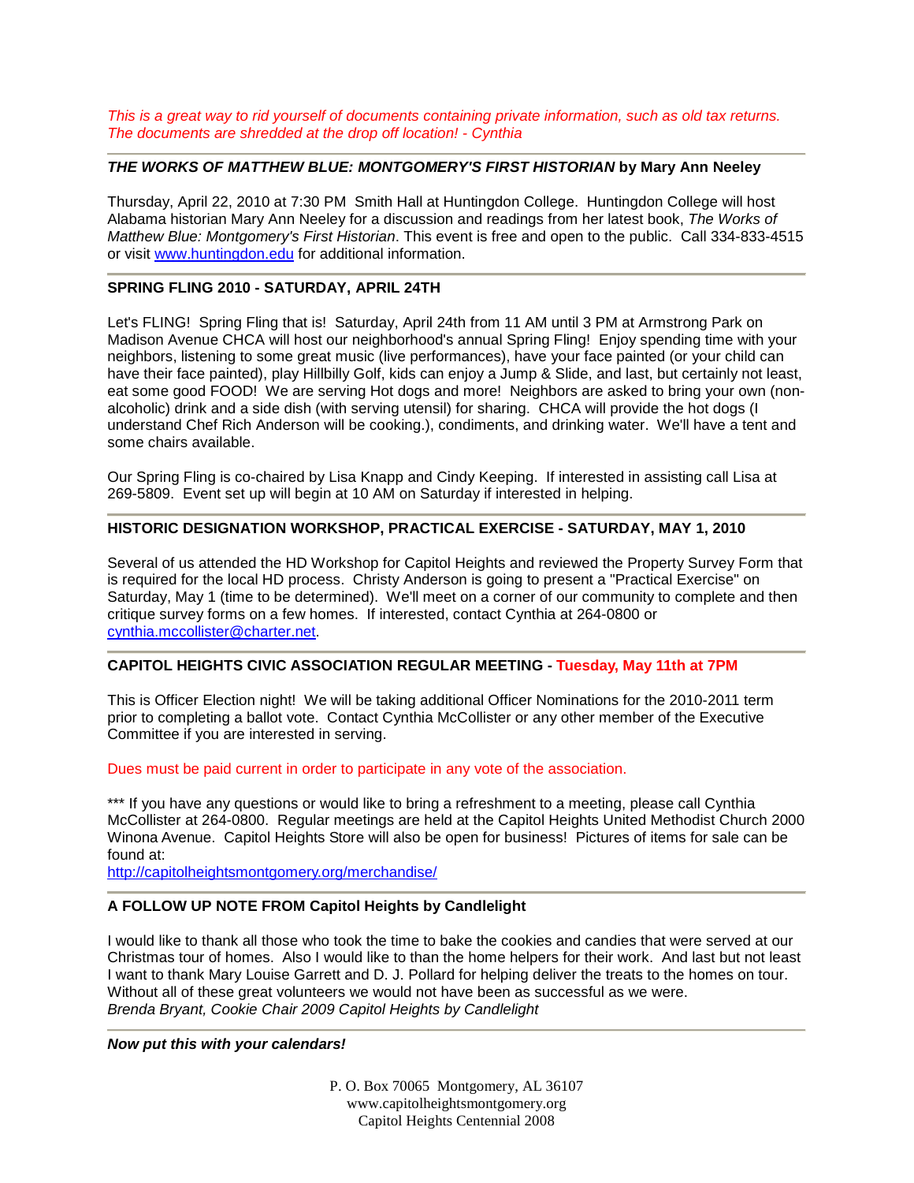*This is a great way to rid yourself of documents containing private information, such as old tax returns. The documents are shredded at the drop off location! - Cynthia*

---

***THE WORKS OF MATTHEW BLUE: MONTGOMERY'S FIRST HISTORIAN*** **by Mary Ann Neeley**

Thursday, April 22, 2010 at 7:30 PM Smith Hall at Huntingdon College. Huntingdon College will host Alabama historian Mary Ann Neeley for a discussion and readings from her latest book, *The Works of Matthew Blue: Montgomery's First Historian*. This event is free and open to the public. Call 334-833-4515 or visit www.huntingdon.edu for additional information.

---

**SPRING FLING 2010 - SATURDAY, APRIL 24TH**

Let's FLING! Spring Fling that is! Saturday, April 24th from 11 AM until 3 PM at Armstrong Park on Madison Avenue CHCA will host our neighborhood's annual Spring Fling! Enjoy spending time with your neighbors, listening to some great music (live performances), have your face painted (or your child can have their face painted), play Hillbilly Golf, kids can enjoy a Jump & Slide, and last, but certainly not least, eat some good FOOD! We are serving Hot dogs and more! Neighbors are asked to bring your own (non-alcoholic) drink and a side dish (with serving utensil) for sharing. CHCA will provide the hot dogs (I understand Chef Rich Anderson will be cooking.), condiments, and drinking water. We'll have a tent and some chairs available.

Our Spring Fling is co-chaired by Lisa Knapp and Cindy Keeping. If interested in assisting call Lisa at 269-5809. Event set up will begin at 10 AM on Saturday if interested in helping.

---

**HISTORIC DESIGNATION WORKSHOP, PRACTICAL EXERCISE - SATURDAY, MAY 1, 2010**

Several of us attended the HD Workshop for Capitol Heights and reviewed the Property Survey Form that is required for the local HD process. Christy Anderson is going to present a "Practical Exercise" on Saturday, May 1 (time to be determined). We'll meet on a corner of our community to complete and then critique survey forms on a few homes. If interested, contact Cynthia at 264-0800 or cynthia.mccollister@charter.net.

---

**CAPITOL HEIGHTS CIVIC ASSOCIATION REGULAR MEETING - Tuesday, May 11th at 7PM**

This is Officer Election night! We will be taking additional Officer Nominations for the 2010-2011 term prior to completing a ballot vote. Contact Cynthia McCollister or any other member of the Executive Committee if you are interested in serving.

Dues must be paid current in order to participate in any vote of the association.

*** If you have any questions or would like to bring a refreshment to a meeting, please call Cynthia McCollister at 264-0800. Regular meetings are held at the Capitol Heights United Methodist Church 2000 Winona Avenue. Capitol Heights Store will also be open for business! Pictures of items for sale can be found at:
http://capitolheightsmontgomery.org/merchandise/

---

**A FOLLOW UP NOTE FROM Capitol Heights by Candlelight**

I would like to thank all those who took the time to bake the cookies and candies that were served at our Christmas tour of homes. Also I would like to than the home helpers for their work. And last but not least I want to thank Mary Louise Garrett and D. J. Pollard for helping deliver the treats to the homes on tour. Without all of these great volunteers we would not have been as successful as we were.
*Brenda Bryant, Cookie Chair 2009 Capitol Heights by Candlelight*

---

***Now put this with your calendars!***

P. O. Box 70065 Montgomery, AL 36107
www.capitolheightsmontgomery.org
Capitol Heights Centennial 2008